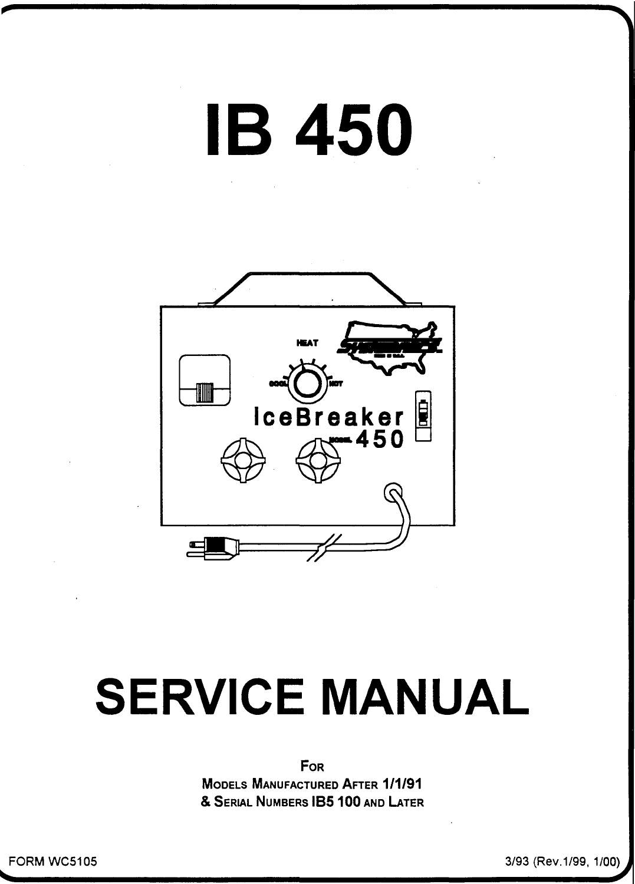# IB 450

# SERVICE MANUAL

For
Models Manufactured After 1/1/91
& Serial Numbers IB5 100 and Later

FORM WC5105

3/93 (Rev.1/99, 1/00)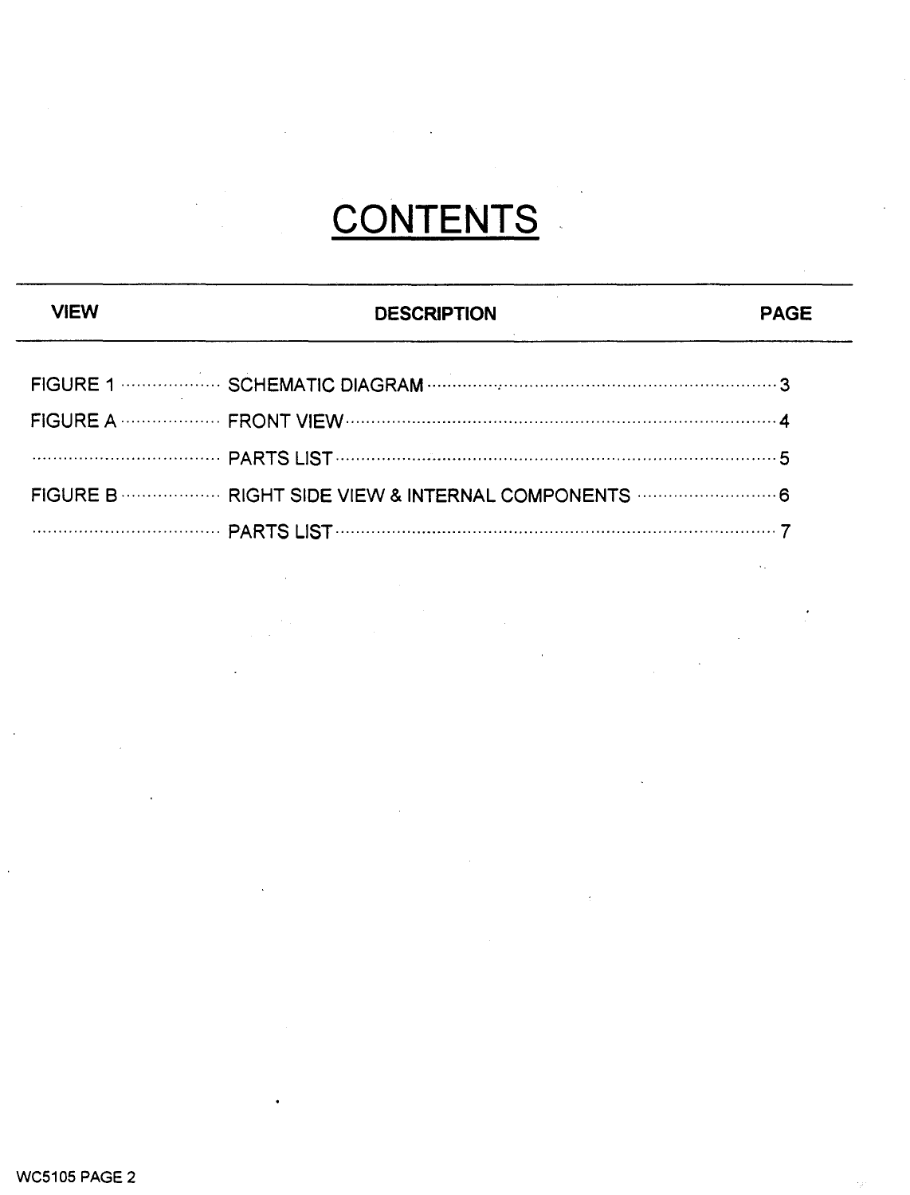# CONTENTS

| VIEW | DESCRIPTION | PAGE |
| --- | --- | --- |
| FIGURE 1 | SCHEMATIC DIAGRAM | 3 |
| FIGURE A | FRONT VIEW | 4 |
| | PARTS LIST | 5 |
| FIGURE B | RIGHT SIDE VIEW & INTERNAL COMPONENTS | 6 |
| | PARTS LIST | 7 |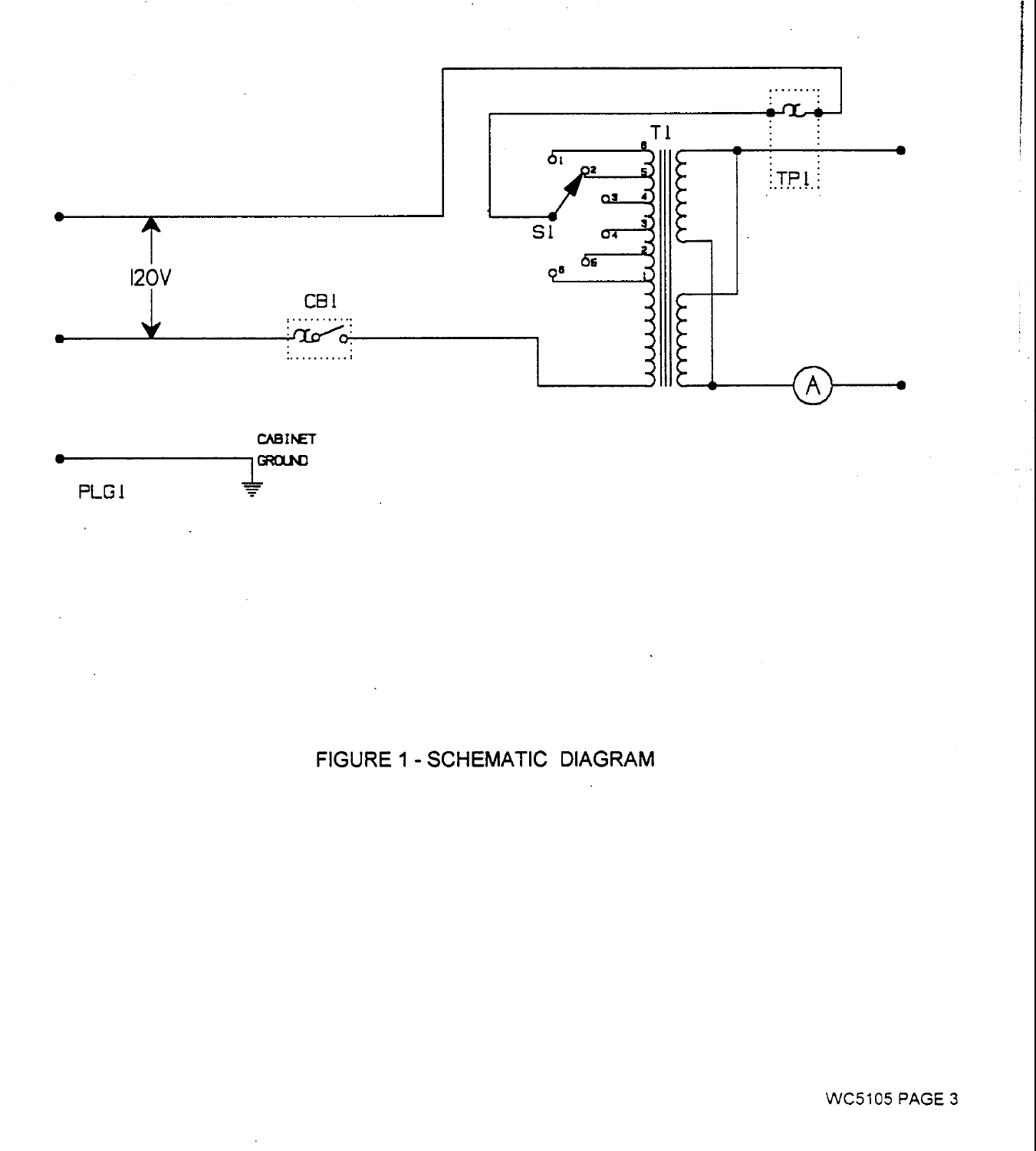FIGURE 1 - SCHEMATIC DIAGRAM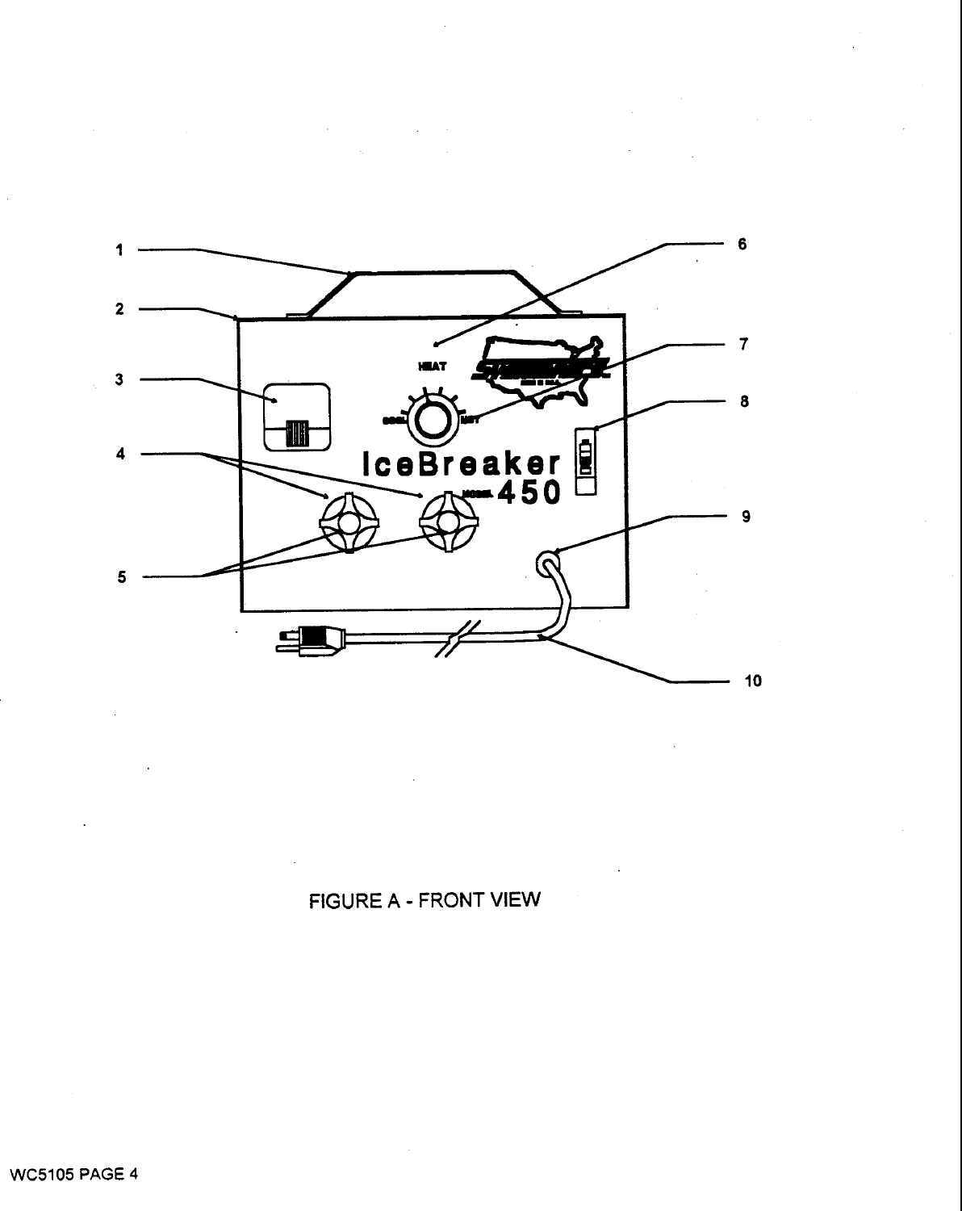FIGURE A - FRONT VIEW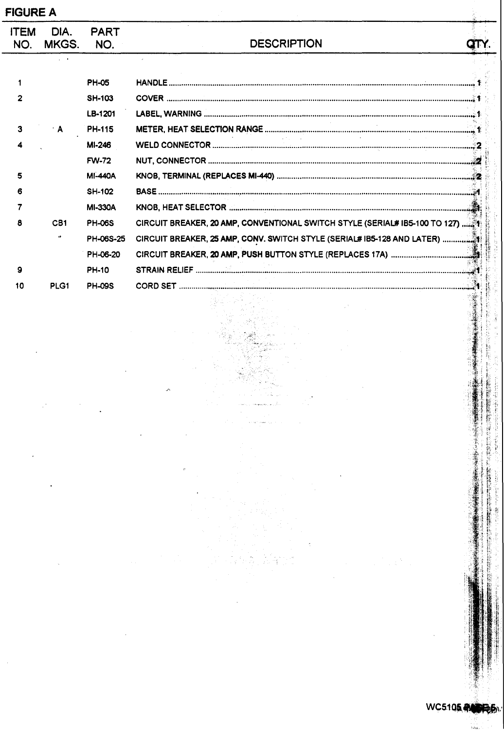## FIGURE A

| ITEM NO. | DIA. MKGS. | PART NO. | DESCRIPTION | QTY. |
|---|---|---|---|---|
| 1 | | PH-05 | HANDLE | 1 |
| 2 | | SH-103 | COVER | 1 |
| | | LB-1201 | LABEL, WARNING | 1 |
| 3 | A | PH-115 | METER, HEAT SELECTION RANGE | 1 |
| 4 | | MI-246 | WELD CONNECTOR | 2 |
| | | FW-72 | NUT, CONNECTOR | 2 |
| 5 | | MI-440A | KNOB, TERMINAL (REPLACES MI-440) | 2 |
| 6 | | SH-102 | BASE | 1 |
| 7 | | MI-330A | KNOB, HEAT SELECTOR | 1 |
| 8 | CB1 | PH-06S | CIRCUIT BREAKER, 20 AMP, CONVENTIONAL SWITCH STYLE (SERIAL# IB5-100 TO 127) | 1 |
| | " | PH-06S-25 | CIRCUIT BREAKER, 25 AMP, CONV. SWITCH STYLE (SERIAL# IB5-128 AND LATER) | 1 |
| | | PH-06-20 | CIRCUIT BREAKER, 20 AMP, PUSH BUTTON STYLE (REPLACES 17A) | 1 |
| 9 | | PH-10 | STRAIN RELIEF | 1 |
| 10 | PLG1 | PH-09S | CORD SET | 1 |

WC5105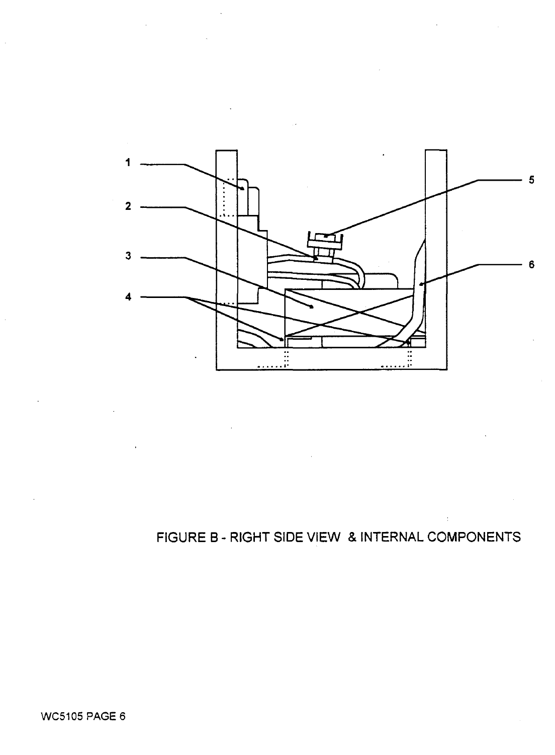1

2

3

4

5

6

FIGURE B - RIGHT SIDE VIEW & INTERNAL COMPONENTS

WC5105 PAGE 6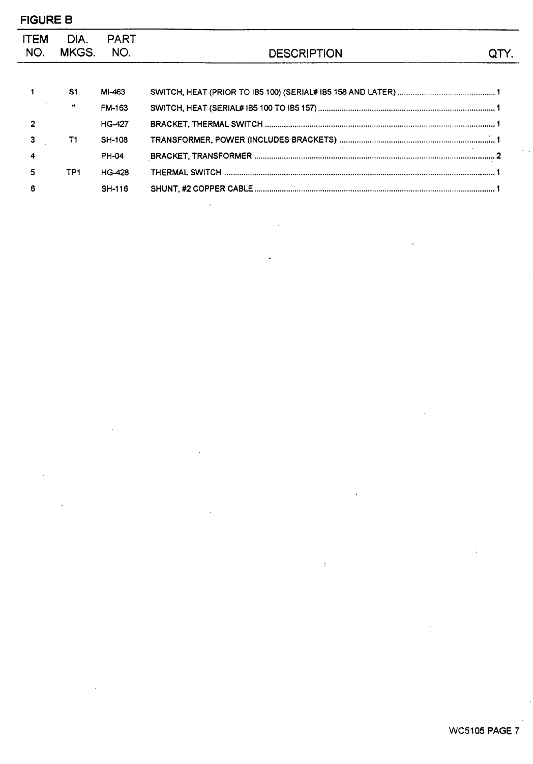## FIGURE B

| ITEM NO. | DIA. MKGS. | PART NO. | DESCRIPTION | QTY. |
|---|---|---|---|---|
| 1 | S1 | MI-463 | SWITCH, HEAT (PRIOR TO IB5 100) (SERIAL# IB5 158 AND LATER) | 1 |
| | " | FM-163 | SWITCH, HEAT (SERIAL# IB5 100 TO IB5 157) | 1 |
| 2 | | HG-427 | BRACKET, THERMAL SWITCH | 1 |
| 3 | T1 | SH-108 | TRANSFORMER, POWER (INCLUDES BRACKETS) | 1 |
| 4 | | PH-04 | BRACKET, TRANSFORMER | 2 |
| 5 | TP1 | HG-428 | THERMAL SWITCH | 1 |
| 6 | | SH-116 | SHUNT, #2 COPPER CABLE | 1 |